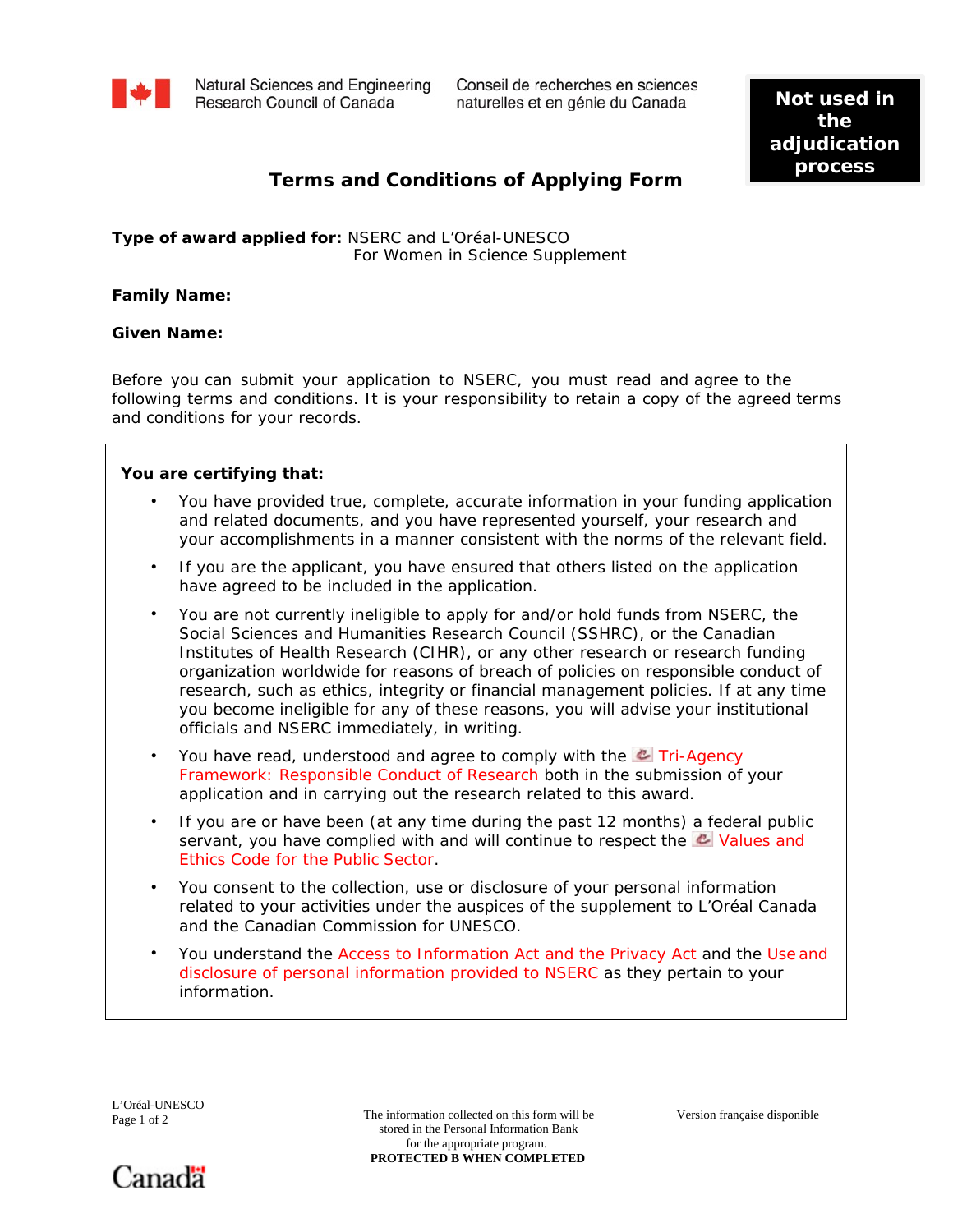Natural Sciences and Engineering Research Council of Canada | Conseil de recherches en sciences naturelles et en génie du Canada

**Not used in the adjudication process**

## Terms and Conditions of Applying Form

**Type of award applied for:** NSERC and L'Oréal-UNESCO For Women in Science Supplement

**Family Name:**

**Given Name:**

Before you can submit your application to NSERC, you must read and agree to the following terms and conditions. It is your responsibility to retain a copy of the agreed terms and conditions for your records.

**You are certifying that:**

- You have provided true, complete, accurate information in your funding application and related documents, and you have represented yourself, your research and your accomplishments in a manner consistent with the norms of the relevant field.
- If you are the applicant, you have ensured that others listed on the application have agreed to be included in the application.
- You are not currently ineligible to apply for and/or hold funds from NSERC, the Social Sciences and Humanities Research Council (SSHRC), or the Canadian Institutes of Health Research (CIHR), or any other research or research funding organization worldwide for reasons of breach of policies on responsible conduct of research, such as ethics, integrity or financial management policies. If at any time you become ineligible for any of these reasons, you will advise your institutional officials and NSERC immediately, in writing.
- You have read, understood and agree to comply with the Tri-Agency Framework: Responsible Conduct of Research both in the submission of your application and in carrying out the research related to this award.
- If you are or have been (at any time during the past 12 months) a federal public servant, you have complied with and will continue to respect the Values and Ethics Code for the Public Sector.
- You consent to the collection, use or disclosure of your personal information related to your activities under the auspices of the supplement to L'Oréal Canada and the Canadian Commission for UNESCO.
- You understand the Access to Information Act and the Privacy Act and the Use and disclosure of personal information provided to NSERC as they pertain to your information.

L'Oréal-UNESCO

The information collected on this form will be stored in the Personal Information Bank for the appropriate program.
**PROTECTED B WHEN COMPLETED**

Version française disponible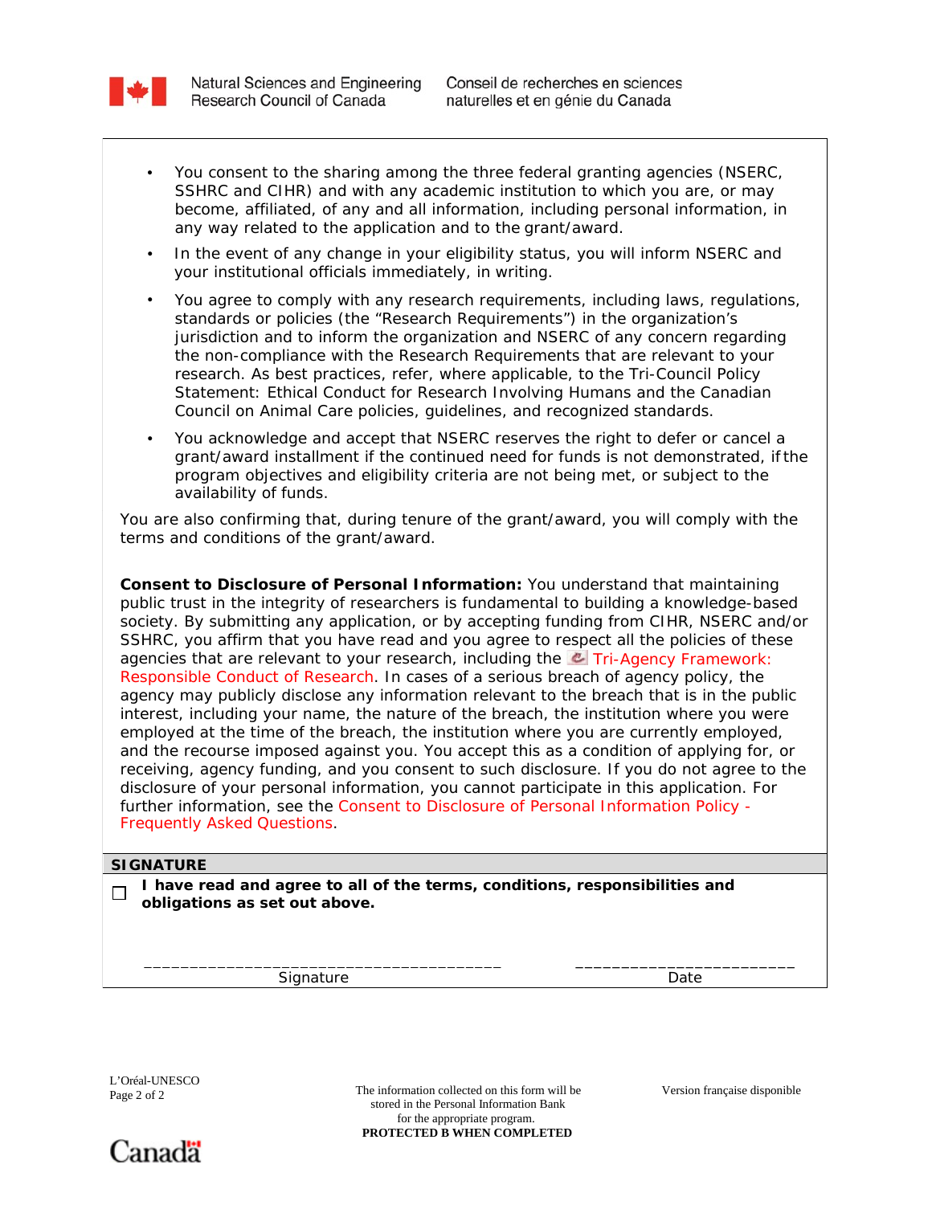- You consent to the sharing among the three federal granting agencies (NSERC, SSHRC and CIHR) and with any academic institution to which you are, or may become, affiliated, of any and all information, including personal information, in any way related to the application and to the grant/award.
- In the event of any change in your eligibility status, you will inform NSERC and your institutional officials immediately, in writing.
- You agree to comply with any research requirements, including laws, regulations, standards or policies (the "Research Requirements") in the organization's jurisdiction and to inform the organization and NSERC of any concern regarding the non-compliance with the Research Requirements that are relevant to your research. As best practices, refer, where applicable, to the Tri-Council Policy Statement: Ethical Conduct for Research Involving Humans and the Canadian Council on Animal Care policies, guidelines, and recognized standards.
- You acknowledge and accept that NSERC reserves the right to defer or cancel a grant/award installment if the continued need for funds is not demonstrated, if the program objectives and eligibility criteria are not being met, or subject to the availability of funds.

You are also confirming that, during tenure of the grant/award, you will comply with the terms and conditions of the grant/award.

**Consent to Disclosure of Personal Information:** You understand that maintaining public trust in the integrity of researchers is fundamental to building a knowledge-based society. By submitting any application, or by accepting funding from CIHR, NSERC and/or SSHRC, you affirm that you have read and you agree to respect all the policies of these agencies that are relevant to your research, including the Tri-Agency Framework: Responsible Conduct of Research. In cases of a serious breach of agency policy, the agency may publicly disclose any information relevant to the breach that is in the public interest, including your name, the nature of the breach, the institution where you were employed at the time of the breach, the institution where you are currently employed, and the recourse imposed against you. You accept this as a condition of applying for, or receiving, agency funding, and you consent to such disclosure. If you do not agree to the disclosure of your personal information, you cannot participate in this application. For further information, see the Consent to Disclosure of Personal Information Policy - Frequently Asked Questions.

**SIGNATURE**

☐ **I have read and agree to all of the terms, conditions, responsibilities and obligations as set out above.**

_______________________________________ Signature

________________________ Date

L'Oréal-UNESCO

The information collected on this form will be stored in the Personal Information Bank for the appropriate program.
**PROTECTED B WHEN COMPLETED**

Version française disponible